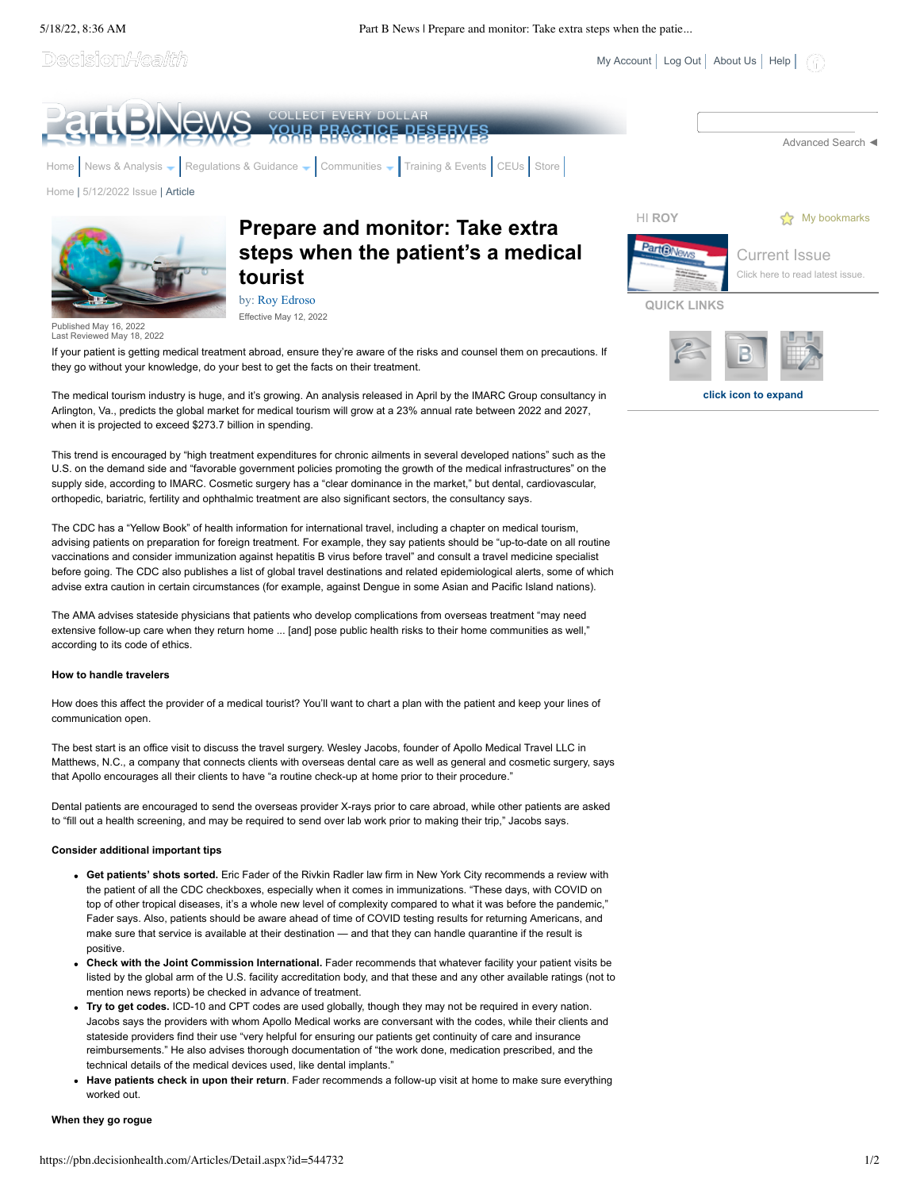# Prepare and monitor: Take extra steps when the patient's a medical tourist

by: Roy Edroso

Effective May 12, 2022

Published May 16, 2022
Last Reviewed May 18, 2022

If your patient is getting medical treatment abroad, ensure they're aware of the risks and counsel them on precautions. If they go without your knowledge, do your best to get the facts on their treatment.

The medical tourism industry is huge, and it's growing. An analysis released in April by the IMARC Group consultancy in Arlington, Va., predicts the global market for medical tourism will grow at a 23% annual rate between 2022 and 2027, when it is projected to exceed $273.7 billion in spending.

This trend is encouraged by "high treatment expenditures for chronic ailments in several developed nations" such as the U.S. on the demand side and "favorable government policies promoting the growth of the medical infrastructures" on the supply side, according to IMARC. Cosmetic surgery has a "clear dominance in the market," but dental, cardiovascular, orthopedic, bariatric, fertility and ophthalmic treatment are also significant sectors, the consultancy says.

The CDC has a "Yellow Book" of health information for international travel, including a chapter on medical tourism, advising patients on preparation for foreign treatment. For example, they say patients should be "up-to-date on all routine vaccinations and consider immunization against hepatitis B virus before travel" and consult a travel medicine specialist before going. The CDC also publishes a list of global travel destinations and related epidemiological alerts, some of which advise extra caution in certain circumstances (for example, against Dengue in some Asian and Pacific Island nations).

The AMA advises stateside physicians that patients who develop complications from overseas treatment "may need extensive follow-up care when they return home ... [and] pose public health risks to their home communities as well," according to its code of ethics.

**How to handle travelers**

How does this affect the provider of a medical tourist? You'll want to chart a plan with the patient and keep your lines of communication open.

The best start is an office visit to discuss the travel surgery. Wesley Jacobs, founder of Apollo Medical Travel LLC in Matthews, N.C., a company that connects clients with overseas dental care as well as general and cosmetic surgery, says that Apollo encourages all their clients to have "a routine check-up at home prior to their procedure."

Dental patients are encouraged to send the overseas provider X-rays prior to care abroad, while other patients are asked to "fill out a health screening, and may be required to send over lab work prior to making their trip," Jacobs says.

**Consider additional important tips**

- **Get patients' shots sorted.** Eric Fader of the Rivkin Radler law firm in New York City recommends a review with the patient of all the CDC checkboxes, especially when it comes in immunizations. "These days, with COVID on top of other tropical diseases, it's a whole new level of complexity compared to what it was before the pandemic," Fader says. Also, patients should be aware ahead of time of COVID testing results for returning Americans, and make sure that service is available at their destination — and that they can handle quarantine if the result is positive.
- **Check with the Joint Commission International.** Fader recommends that whatever facility your patient visits be listed by the global arm of the U.S. facility accreditation body, and that these and any other available ratings (not to mention news reports) be checked in advance of treatment.
- **Try to get codes.** ICD-10 and CPT codes are used globally, though they may not be required in every nation. Jacobs says the providers with whom Apollo Medical works are conversant with the codes, while their clients and stateside providers find their use "very helpful for ensuring our patients get continuity of care and insurance reimbursements." He also advises through documentation of "the work done, medication prescribed, and the technical details of the medical devices used, like dental implants."
- **Have patients check in upon their return**. Fader recommends a follow-up visit at home to make sure everything worked out.

**When they go rogue**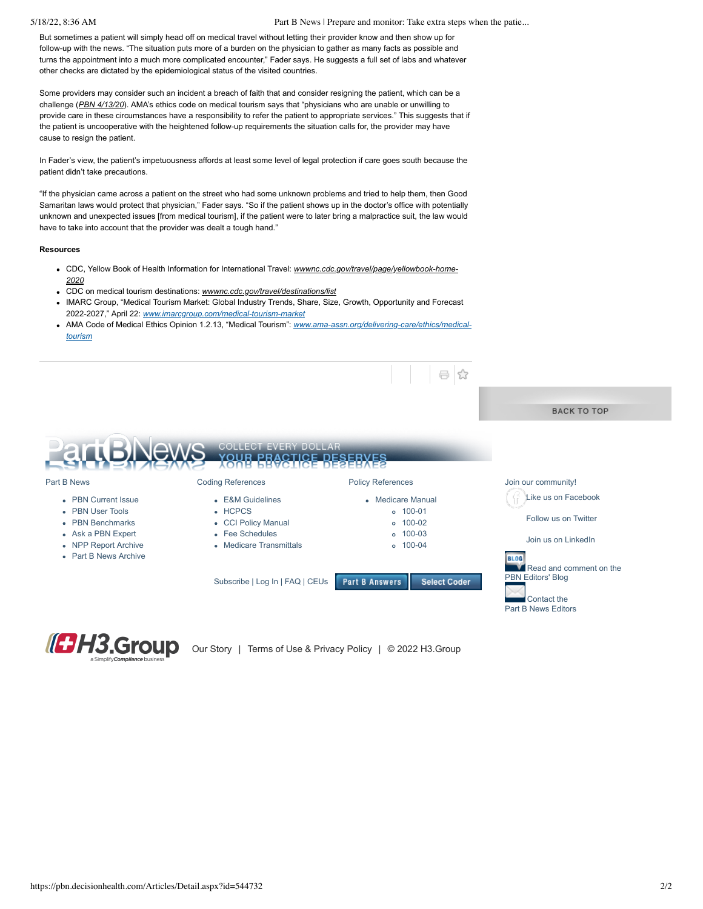But sometimes a patient will simply head off on medical travel without letting their provider know and then show up for follow-up with the news. “The situation puts more of a burden on the physician to gather as many facts as possible and turns the appointment into a much more complicated encounter,” Fader says. He suggests a full set of labs and whatever other checks are dictated by the epidemiological status of the visited countries.

Some providers may consider such an incident a breach of faith that and consider resigning the patient, which can be a challenge (*PBN 4/13/20*). AMA’s ethics code on medical tourism says that “physicians who are unable or unwilling to provide care in these circumstances have a responsibility to refer the patient to appropriate services.” This suggests that if the patient is uncooperative with the heightened follow-up requirements the situation calls for, the provider may have cause to resign the patient.

In Fader’s view, the patient’s impetuousness affords at least some level of legal protection if care goes south because the patient didn’t take precautions.

“If the physician came across a patient on the street who had some unknown problems and tried to help them, then Good Samaritan laws would protect that physician,” Fader says. “So if the patient shows up in the doctor’s office with potentially unknown and unexpected issues [from medical tourism], if the patient were to later bring a malpractice suit, the law would have to take into account that the provider was dealt a tough hand.”

**Resources**

- CDC, Yellow Book of Health Information for International Travel: *wwwnc.cdc.gov/travel/page/yellowbook-home-2020*
- CDC on medical tourism destinations: *wwwnc.cdc.gov/travel/destinations/list*
- IMARC Group, “Medical Tourism Market: Global Industry Trends, Share, Size, Growth, Opportunity and Forecast 2022-2027,” April 22: *www.imarcgroup.com/medical-tourism-market*
- AMA Code of Medical Ethics Opinion 1.2.13, “Medical Tourism”: *www.ama-assn.org/delivering-care/ethics/medical-tourism*

BACK TO TOP

PartBNews COLLECT EVERY DOLLAR YOUR PRACTICE DESERVES

Part B News
- PBN Current Issue
- PBN User Tools
- PBN Benchmarks
- Ask a PBN Expert
- NPP Report Archive
- Part B News Archive

Coding References
- E&M Guidelines
- HCPCS
- CCI Policy Manual
- Fee Schedules
- Medicare Transmittals

Policy References
- Medicare Manual
  - 100-01
  - 100-02
  - 100-03
  - 100-04

Join our community!

Like us on Facebook

Follow us on Twitter

Join us on LinkedIn

Read and comment on the PBN Editors' Blog

Contact the Part B News Editors

Subscribe | Log In | FAQ | CEUs   Part B Answers   Select Coder

H3.Group a SimplifyCompliance business   Our Story | Terms of Use & Privacy Policy | © 2022 H3.Group